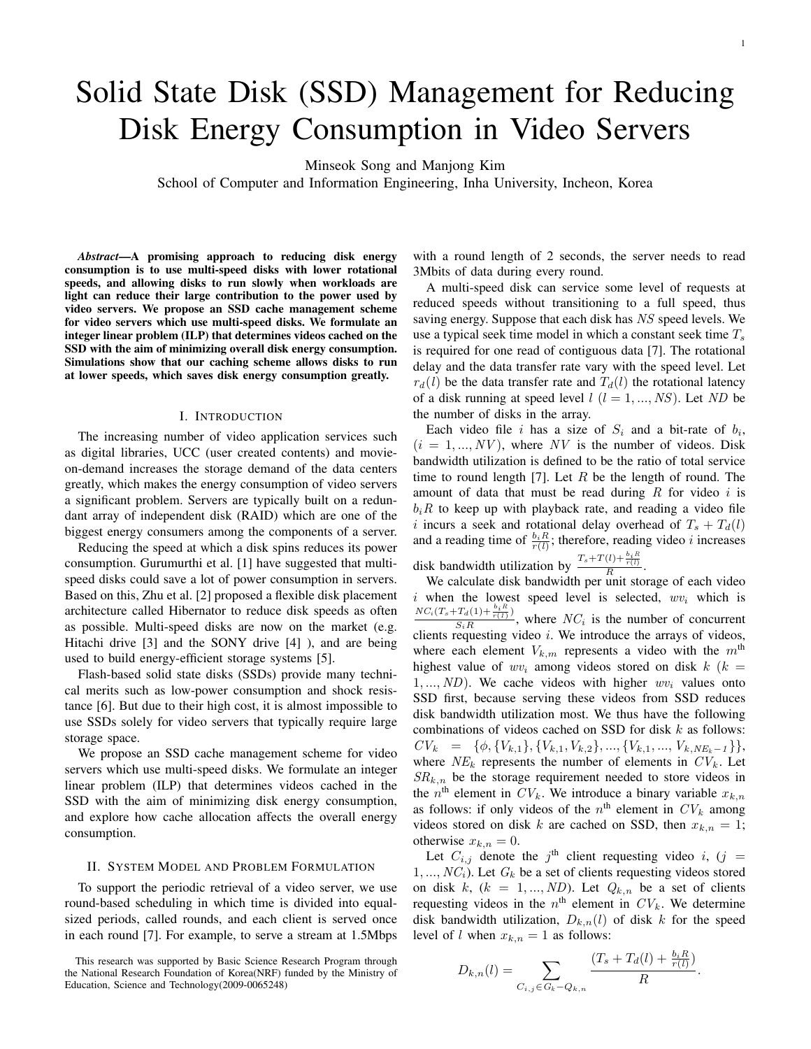# Solid State Disk (SSD) Management for Reducing Disk Energy Consumption in Video Servers

Minseok Song and Manjong Kim

School of Computer and Information Engineering, Inha University, Incheon, Korea

***Abstract*—A promising approach to reducing disk energy consumption is to use multi-speed disks with lower rotational speeds, and allowing disks to run slowly when workloads are light can reduce their large contribution to the power used by video servers. We propose an SSD cache management scheme for video servers which use multi-speed disks. We formulate an integer linear problem (ILP) that determines videos cached on the SSD with the aim of minimizing overall disk energy consumption. Simulations show that our caching scheme allows disks to run at lower speeds, which saves disk energy consumption greatly.**

## I. Introduction

The increasing number of video application services such as digital libraries, UCC (user created contents) and movie-on-demand increases the storage demand of the data centers greatly, which makes the energy consumption of video servers a significant problem. Servers are typically built on a redundant array of independent disk (RAID) which are one of the biggest energy consumers among the components of a server.

Reducing the speed at which a disk spins reduces its power consumption. Gurumurthi et al. [1] have suggested that multi-speed disks could save a lot of power consumption in servers. Based on this, Zhu et al. [2] proposed a flexible disk placement architecture called Hibernator to reduce disk speeds as often as possible. Multi-speed disks are now on the market (e.g. Hitachi drive [3] and the SONY drive [4] ), and are being used to build energy-efficient storage systems [5].

Flash-based solid state disks (SSDs) provide many technical merits such as low-power consumption and shock resistance [6]. But due to their high cost, it is almost impossible to use SSDs solely for video servers that typically require large storage space.

We propose an SSD cache management scheme for video servers which use multi-speed disks. We formulate an integer linear problem (ILP) that determines videos cached in the SSD with the aim of minimizing disk energy consumption, and explore how cache allocation affects the overall energy consumption.

## II. System Model and Problem Formulation

To support the periodic retrieval of a video server, we use round-based scheduling in which time is divided into equal-sized periods, called rounds, and each client is served once in each round [7]. For example, to serve a stream at 1.5Mbps with a round length of 2 seconds, the server needs to read 3Mbits of data during every round.

A multi-speed disk can service some level of requests at reduced speeds without transitioning to a full speed, thus saving energy. Suppose that each disk has $NS$ speed levels. We use a typical seek time model in which a constant seek time $T_s$ is required for one read of contiguous data [7]. The rotational delay and the data transfer rate vary with the speed level. Let $r_d(l)$ be the data transfer rate and $T_d(l)$ the rotational latency of a disk running at speed level $l$ $(l = 1, ..., NS)$. Let $ND$ be the number of disks in the array.

Each video file $i$ has a size of $S_i$ and a bit-rate of $b_i$, $(i = 1, ..., NV)$, where $NV$ is the number of videos. Disk bandwidth utilization is defined to be the ratio of total service time to round length [7]. Let $R$ be the length of round. The amount of data that must be read during $R$ for video $i$ is $b_i R$ to keep up with playback rate, and reading a video file $i$ incurs a seek and rotational delay overhead of $T_s + T_d(l)$ and a reading time of $\frac{b_i R}{r(l)}$; therefore, reading video $i$ increases disk bandwidth utilization by $\frac{T_s+T(l)+\frac{b_i R}{r(l)}}{R}$.

We calculate disk bandwidth per unit storage of each video $i$ when the lowest speed level is selected, $wv_i$ which is $\frac{NC_i(T_s+T_d(1)+\frac{b_i R}{r(1)})}{S_i R}$, where $NC_i$ is the number of concurrent clients requesting video $i$. We introduce the arrays of videos, where each element $V_{k,m}$ represents a video with the $m^{\text{th}}$ highest value of $wv_i$ among videos stored on disk $k$ $(k = 1, ..., ND)$. We cache videos with higher $wv_i$ values onto SSD first, because serving these videos from SSD reduces disk bandwidth utilization most. We thus have the following combinations of videos cached on SSD for disk $k$ as follows: $CV_k = \{\phi, \{V_{k,1}\}, \{V_{k,1}, V_{k,2}\}, ..., \{V_{k,1}, ..., V_{k,NE_k-1}\}\}$, where $NE_k$ represents the number of elements in $CV_k$. Let $SR_{k,n}$ be the storage requirement needed to store videos in the $n^{\text{th}}$ element in $CV_k$. We introduce a binary variable $x_{k,n}$ as follows: if only videos of the $n^{\text{th}}$ element in $CV_k$ among videos stored on disk $k$ are cached on SSD, then $x_{k,n} = 1$; otherwise $x_{k,n} = 0$.

Let $C_{i,j}$ denote the $j^{\text{th}}$ client requesting video $i$, $(j = 1, ..., NC_i)$. Let $G_k$ be a set of clients requesting videos stored on disk $k$, $(k = 1, ..., ND)$. Let $Q_{k,n}$ be a set of clients requesting videos in the $n^{\text{th}}$ element in $CV_k$. We determine disk bandwidth utilization, $D_{k,n}(l)$ of disk $k$ for the speed level of $l$ when $x_{k,n} = 1$ as follows:

$$D_{k,n}(l) = \sum_{C_{i,j} \in G_k - Q_{k,n}} \frac{(T_s + T_d(l) + \frac{b_i R}{r(l)})}{R}.$$

This research was supported by Basic Science Research Program through the National Research Foundation of Korea(NRF) funded by the Ministry of Education, Science and Technology(2009-0065248)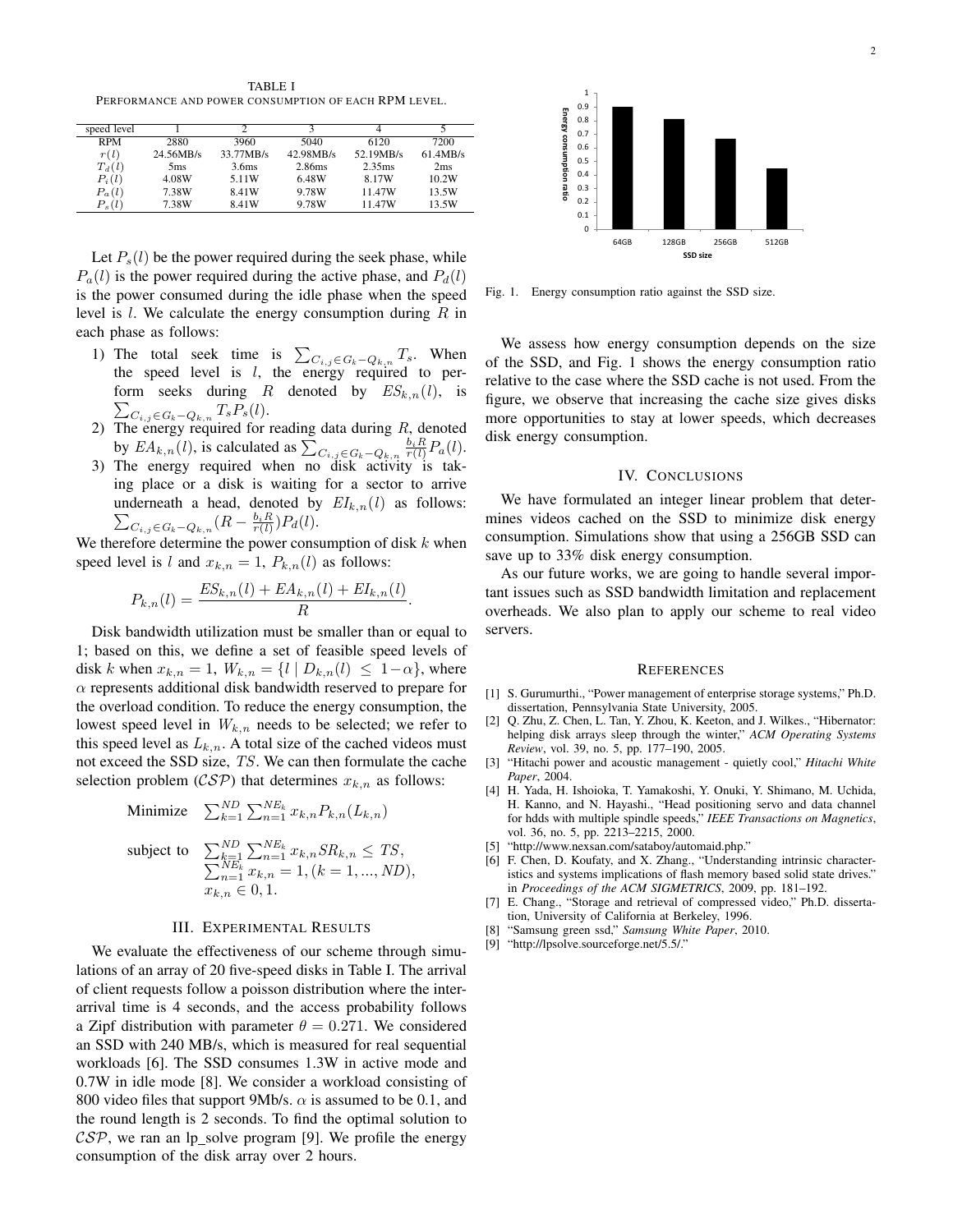TABLE I
PERFORMANCE AND POWER CONSUMPTION OF EACH RPM LEVEL.

| speed level | 1 | 2 | 3 | 4 | 5 |
|---|---|---|---|---|---|
| RPM | 2880 | 3960 | 5040 | 6120 | 7200 |
| $r(l)$ | 24.56MB/s | 33.77MB/s | 42.98MB/s | 52.19MB/s | 61.4MB/s |
| $T_d(l)$ | 5ms | 3.6ms | 2.86ms | 2.35ms | 2ms |
| $P_i(l)$ | 4.08W | 5.11W | 6.48W | 8.17W | 10.2W |
| $P_a(l)$ | 7.38W | 8.41W | 9.78W | 11.47W | 13.5W |
| $P_s(l)$ | 7.38W | 8.41W | 9.78W | 11.47W | 13.5W |

Let $P_s(l)$ be the power required during the seek phase, while $P_a(l)$ is the power required during the active phase, and $P_d(l)$ is the power consumed during the idle phase when the speed level is $l$. We calculate the energy consumption during $R$ in each phase as follows:

1) The total seek time is $\sum_{C_{i,j} \in G_k - Q_{k,n}} T_s$. When the speed level is $l$, the energy required to perform seeks during $R$ denoted by $ES_{k,n}(l)$, is $\sum_{C_{i,j} \in G_k - Q_{k,n}} T_s P_s(l)$.
2) The energy required for reading data during $R$, denoted by $EA_{k,n}(l)$, is calculated as $\sum_{C_{i,j} \in G_k - Q_{k,n}} \frac{b_i R}{r(l)} P_a(l)$.
3) The energy required when no disk activity is taking place or a disk is waiting for a sector to arrive underneath a head, denoted by $EI_{k,n}(l)$ as follows: $\sum_{C_{i,j} \in G_k - Q_{k,n}} (R - \frac{b_i R}{r(l)}) P_d(l)$.

We therefore determine the power consumption of disk $k$ when speed level is $l$ and $x_{k,n} = 1$, $P_{k,n}(l)$ as follows:

$$P_{k,n}(l) = \frac{ES_{k,n}(l) + EA_{k,n}(l) + EI_{k,n}(l)}{R}.$$

Disk bandwidth utilization must be smaller than or equal to 1; based on this, we define a set of feasible speed levels of disk $k$ when $x_{k,n} = 1$, $W_{k,n} = \{l \mid D_{k,n}(l) \leq 1 - \alpha\}$, where $\alpha$ represents additional disk bandwidth reserved to prepare for the overload condition. To reduce the energy consumption, the lowest speed level in $W_{k,n}$ needs to be selected; we refer to this speed level as $L_{k,n}$. A total size of the cached videos must not exceed the SSD size, $TS$. We can then formulate the cache selection problem ($\mathcal{CSP}$) that determines $x_{k,n}$ as follows:

$$\text{Minimize} \quad \sum_{k=1}^{ND} \sum_{n=1}^{NE_k} x_{k,n} P_{k,n}(L_{k,n})$$

$$\text{subject to} \quad \sum_{k=1}^{ND} \sum_{n=1}^{NE_k} x_{k,n} SR_{k,n} \leq TS, \quad \sum_{n=1}^{NE_k} x_{k,n} = 1, (k = 1, ..., ND), \quad x_{k,n} \in 0, 1.$$

## III. Experimental Results

We evaluate the effectiveness of our scheme through simulations of an array of 20 five-speed disks in Table I. The arrival of client requests follow a poisson distribution where the inter-arrival time is 4 seconds, and the access probability follows a Zipf distribution with parameter $\theta = 0.271$. We considered an SSD with 240 MB/s, which is measured for real sequential workloads [6]. The SSD consumes 1.3W in active mode and 0.7W in idle mode [8]. We consider a workload consisting of 800 video files that support 9Mb/s. $\alpha$ is assumed to be 0.1, and the round length is 2 seconds. To find the optimal solution to $\mathcal{CSP}$, we ran an lp_solve program [9]. We profile the energy consumption of the disk array over 2 hours.

Energy consumption ratio
1
0.9
0.8
0.7
0.6
0.5
0.4
0.3
0.2
0.1
0
64GB
128GB
256GB
512GB
SSD size

Fig. 1. Energy consumption ratio against the SSD size.

We assess how energy consumption depends on the size of the SSD, and Fig. 1 shows the energy consumption ratio relative to the case where the SSD cache is not used. From the figure, we observe that increasing the cache size gives disks more opportunities to stay at lower speeds, which decreases disk energy consumption.

## IV. Conclusions

We have formulated an integer linear problem that determines videos cached on the SSD to minimize disk energy consumption. Simulations show that using a 256GB SSD can save up to 33% disk energy consumption.

As our future works, we are going to handle several important issues such as SSD bandwidth limitation and replacement overheads. We also plan to apply our scheme to real video servers.

## References

[1] S. Gurumurthi., "Power management of enterprise storage systems," Ph.D. dissertation, Pennsylvania State University, 2005.

[2] Q. Zhu, Z. Chen, L. Tan, Y. Zhou, K. Keeton, and J. Wilkes., "Hibernator: helping disk arrays sleep through the winter," *ACM Operating Systems Review*, vol. 39, no. 5, pp. 177–190, 2005.

[3] "Hitachi power and acoustic management - quietly cool," *Hitachi White Paper*, 2004.

[4] H. Yada, H. Ishoioka, T. Yamakoshi, Y. Onuki, Y. Shimano, M. Uchida, H. Kanno, and N. Hayashi., "Head positioning servo and data channel for hdds with multiple spindle speeds," *IEEE Transactions on Magnetics*, vol. 36, no. 5, pp. 2213–2215, 2000.

[5] "http://www.nexsan.com/sataboy/automaid.php."

[6] F. Chen, D. Koufaty, and X. Zhang., "Understanding intrinsic characteristics and systems implications of flash memory based solid state drives." in *Proceedings of the ACM SIGMETRICS*, 2009, pp. 181–192.

[7] E. Chang., "Storage and retrieval of compressed video," Ph.D. dissertation, University of California at Berkeley, 1996.

[8] "Samsung green ssd," *Samsung White Paper*, 2010.

[9] "http://lpsolve.sourceforge.net/5.5/."